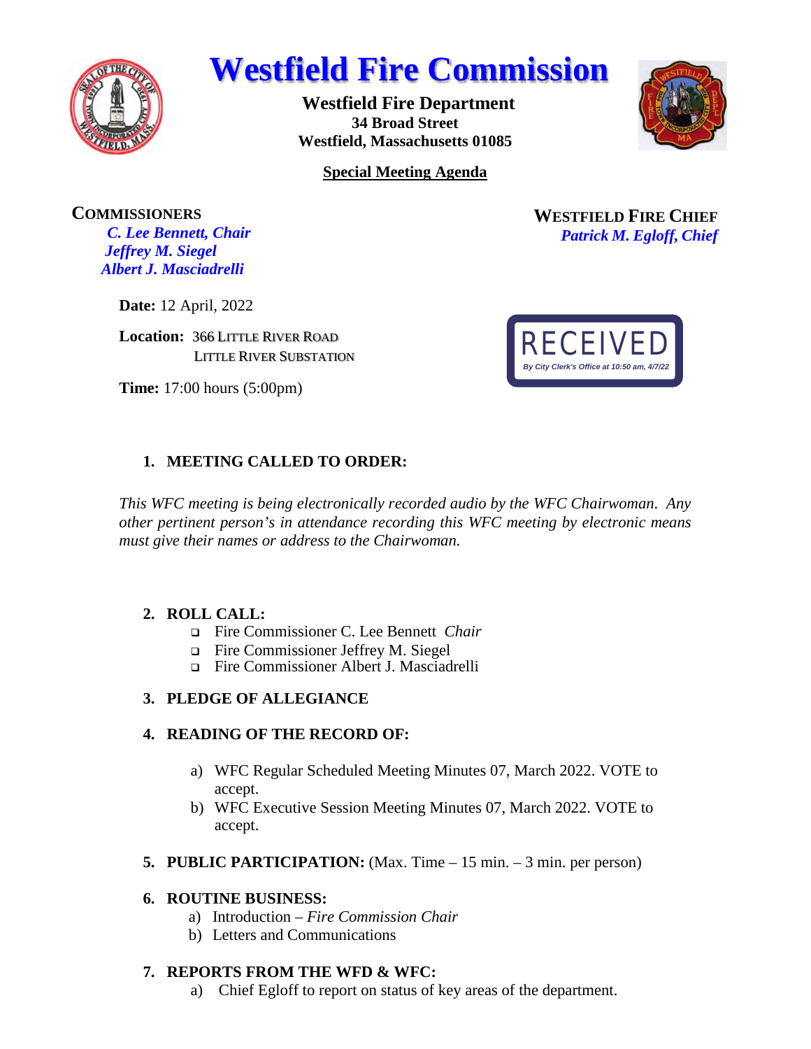# Westfield Fire Commission

**Westfield Fire Department**
**34 Broad Street**
**Westfield, Massachusetts 01085**

**Special Meeting Agenda**

**COMMISSIONERS**
*C. Lee Bennett, Chair*
*Jeffrey M. Siegel*
*Albert J. Masciadrelli*

**WESTFIELD FIRE CHIEF**
*Patrick M. Egloff, Chief*

**Date:** 12 April, 2022

**Location:** 366 LITTLE RIVER ROAD
LITTLE RIVER SUBSTATION

**Time:** 17:00 hours (5:00pm)

RECEIVED
*By City Clerk's Office at 10:50 am, 4/7/22*

1. **MEETING CALLED TO ORDER:**

*This WFC meeting is being electronically recorded audio by the WFC Chairwoman. Any other pertinent person's in attendance recording this WFC meeting by electronic means must give their names or address to the Chairwoman.*

2. **ROLL CALL:**
   - Fire Commissioner C. Lee Bennett *Chair*
   - Fire Commissioner Jeffrey M. Siegel
   - Fire Commissioner Albert J. Masciadrelli

3. **PLEDGE OF ALLEGIANCE**

4. **READING OF THE RECORD OF:**
   a) WFC Regular Scheduled Meeting Minutes 07, March 2022. VOTE to accept.
   b) WFC Executive Session Meeting Minutes 07, March 2022. VOTE to accept.

5. **PUBLIC PARTICIPATION:** (Max. Time – 15 min. – 3 min. per person)

6. **ROUTINE BUSINESS:**
   a) Introduction – *Fire Commission Chair*
   b) Letters and Communications

7. **REPORTS FROM THE WFD & WFC:**
   a) Chief Egloff to report on status of key areas of the department.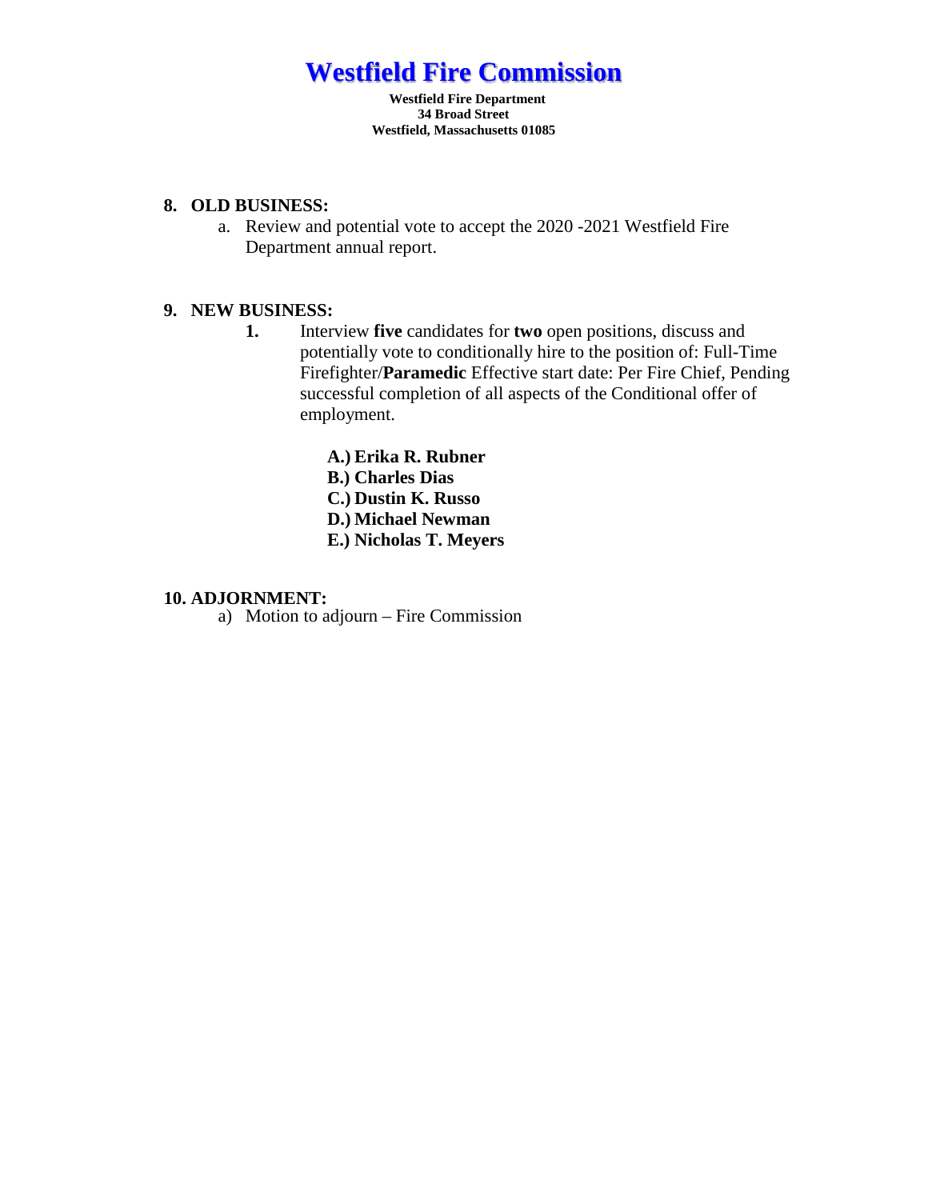# Westfield Fire Commission

**Westfield Fire Department**
**34 Broad Street**
**Westfield, Massachusetts 01085**

**8. OLD BUSINESS:**

a. Review and potential vote to accept the 2020 -2021 Westfield Fire Department annual report.

**9. NEW BUSINESS:**

**1.** Interview **five** candidates for **two** open positions, discuss and potentially vote to conditionally hire to the position of: Full-Time Firefighter/**Paramedic** Effective start date: Per Fire Chief, Pending successful completion of all aspects of the Conditional offer of employment.

**A.) Erika R. Rubner**
**B.) Charles Dias**
**C.) Dustin K. Russo**
**D.) Michael Newman**
**E.) Nicholas T. Meyers**

**10. ADJORNMENT:**

a) Motion to adjourn – Fire Commission